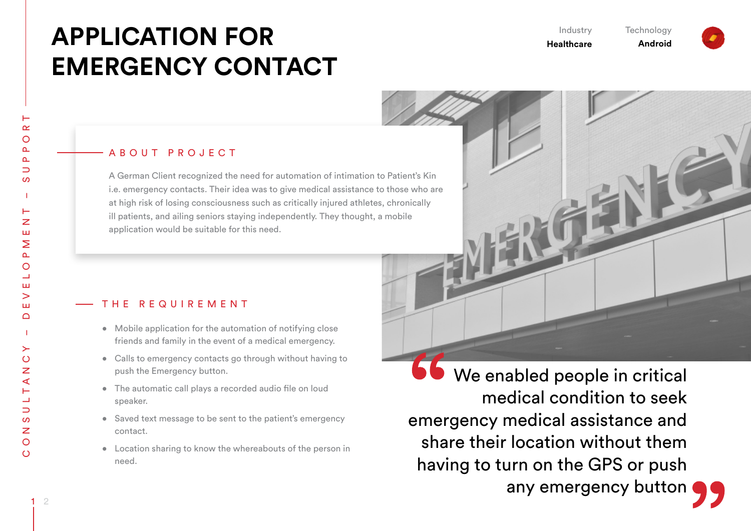# APPLICATION FOR EMERGENCY CONTACT

Industry
**Healthcare**

Technology
**Android**

CONSULTANCY – DEVELOPMENT – SUPPORT

## ABOUT PROJECT

A German Client recognized the need for automation of intimation to Patient's Kin i.e. emergency contacts. Their idea was to give medical assistance to those who are at high risk of losing consciousness such as critically injured athletes, chronically ill patients, and ailing seniors staying independently. They thought, a mobile application would be suitable for this need.

## THE REQUIREMENT

- Mobile application for the automation of notifying close friends and family in the event of a medical emergency.
- Calls to emergency contacts go through without having to push the Emergency button.
- The automatic call plays a recorded audio file on loud speaker.
- Saved text message to be sent to the patient's emergency contact.
- Location sharing to know the whereabouts of the person in need.

> "We enabled people in critical medical condition to seek emergency medical assistance and share their location without them having to turn on the GPS or push any emergency button"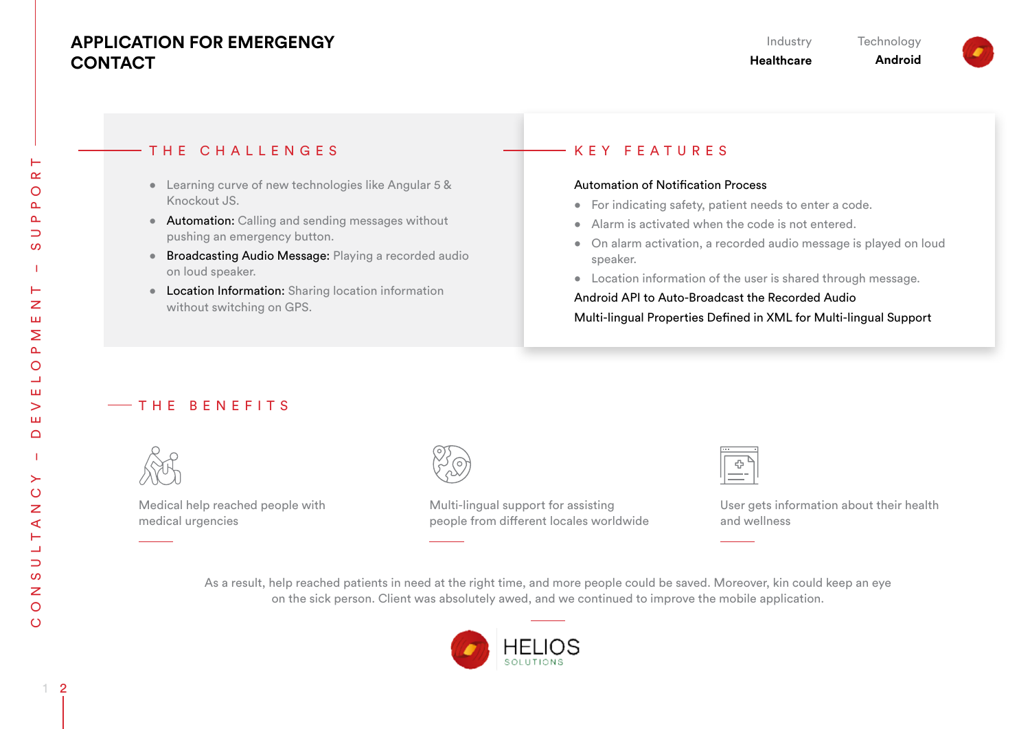# APPLICATION FOR EMERGENGY CONTACT

Industry
**Healthcare**

Technology
**Android**

## THE CHALLENGES

- Learning curve of new technologies like Angular 5 & Knockout JS.
- Automation: Calling and sending messages without pushing an emergency button.
- Broadcasting Audio Message: Playing a recorded audio on loud speaker.
- Location Information: Sharing location information without switching on GPS.

## KEY FEATURES

Automation of Notification Process

- For indicating safety, patient needs to enter a code.
- Alarm is activated when the code is not entered.
- On alarm activation, a recorded audio message is played on loud speaker.
- Location information of the user is shared through message.

Android API to Auto-Broadcast the Recorded Audio

Multi-lingual Properties Defined in XML for Multi-lingual Support

## THE BENEFITS

Medical help reached people with medical urgencies

Multi-lingual support for assisting people from different locales worldwide

User gets information about their health and wellness

As a result, help reached patients in need at the right time, and more people could be saved. Moreover, kin could keep an eye on the sick person. Client was absolutely awed, and we continued to improve the mobile application.

HELIOS SOLUTIONS

CONSULTANCY – DEVELOPMENT – SUPPORT